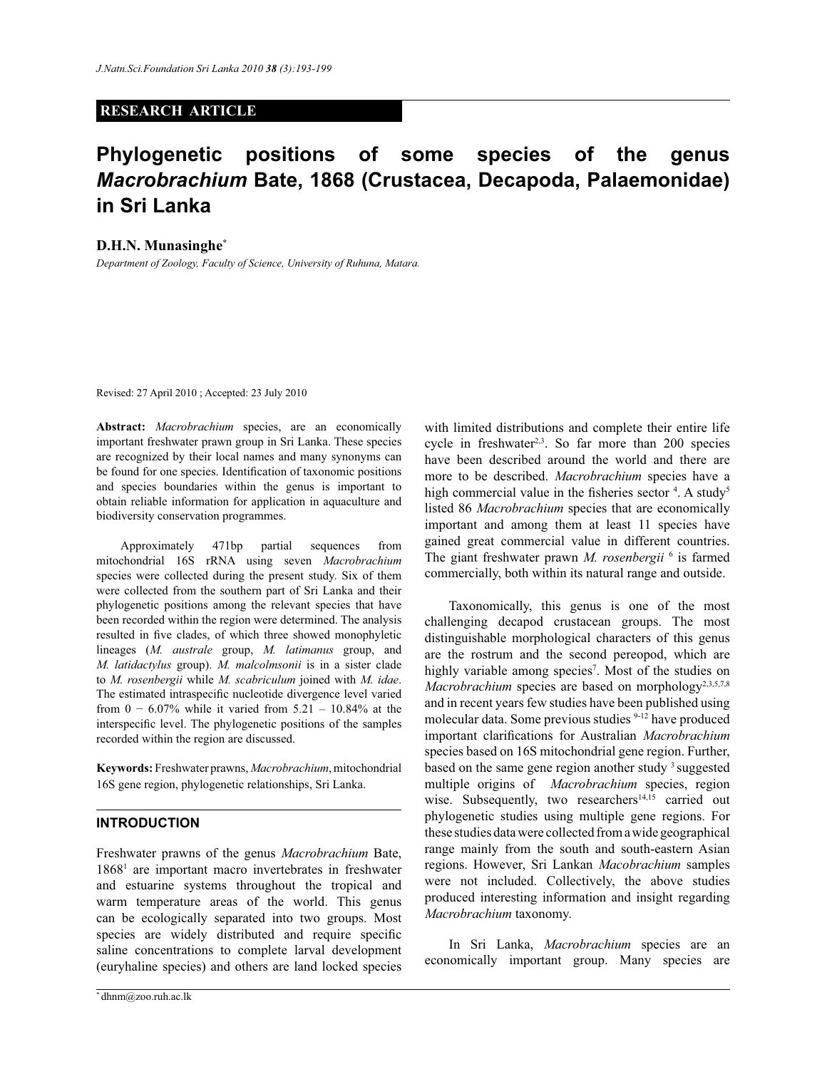RESEARCH ARTICLE

# Phylogenetic positions of some species of the genus *Macrobrachium* Bate, 1868 (Crustacea, Decapoda, Palaemonidae) in Sri Lanka

**D.H.N. Munasinghe***

*Department of Zoology, Faculty of Science, University of Ruhuna, Matara.*

Revised: 27 April 2010 ; Accepted: 23 July 2010

**Abstract:** *Macrobrachium* species, are an economically important freshwater prawn group in Sri Lanka. These species are recognized by their local names and many synonyms can be found for one species. Identification of taxonomic positions and species boundaries within the genus is important to obtain reliable information for application in aquaculture and biodiversity conservation programmes.

Approximately 471bp partial sequences from mitochondrial 16S rRNA using seven *Macrobrachium* species were collected during the present study. Six of them were collected from the southern part of Sri Lanka and their phylogenetic positions among the relevant species that have been recorded within the region were determined. The analysis resulted in five clades, of which three showed monophyletic lineages (*M. australe* group, *M. latimanus* group, and *M. latidactylus* group). *M. malcolmsonii* is in a sister clade to *M. rosenbergii* while *M. scabriculum* joined with *M. idae*. The estimated intraspecific nucleotide divergence level varied from 0 − 6.07% while it varied from 5.21 – 10.84% at the interspecific level. The phylogenetic positions of the samples recorded within the region are discussed.

**Keywords:** Freshwater prawns, *Macrobrachium*, mitochondrial 16S gene region, phylogenetic relationships, Sri Lanka.

## INTRODUCTION

Freshwater prawns of the genus *Macrobrachium* Bate, 1868[1] are important macro invertebrates in freshwater and estuarine systems throughout the tropical and warm temperature areas of the world. This genus can be ecologically separated into two groups. Most species are widely distributed and require specific saline concentrations to complete larval development (euryhaline species) and others are land locked species with limited distributions and complete their entire life cycle in freshwater[2,3]. So far more than 200 species have been described around the world and there are more to be described. *Macrobrachium* species have a high commercial value in the fisheries sector [4]. A study[5] listed 86 *Macrobrachium* species that are economically important and among them at least 11 species have gained great commercial value in different countries. The giant freshwater prawn *M. rosenbergii* [6] is farmed commercially, both within its natural range and outside.

Taxonomically, this genus is one of the most challenging decapod crustacean groups. The most distinguishable morphological characters of this genus are the rostrum and the second pereopod, which are highly variable among species[7]. Most of the studies on *Macrobrachium* species are based on morphology[2,3,5,7,8] and in recent years few studies have been published using molecular data. Some previous studies [9-12] have produced important clarifications for Australian *Macrobrachium* species based on 16S mitochondrial gene region. Further, based on the same gene region another study [3] suggested multiple origins of *Macrobrachium* species, region wise. Subsequently, two researchers[14,15] carried out phylogenetic studies using multiple gene regions. For these studies data were collected from a wide geographical range mainly from the south and south-eastern Asian regions. However, Sri Lankan *Macobrachium* samples were not included. Collectively, the above studies produced interesting information and insight regarding *Macrobrachium* taxonomy.

In Sri Lanka, *Macrobrachium* species are an economically important group. Many species are

* dhnm@zoo.ruh.ac.lk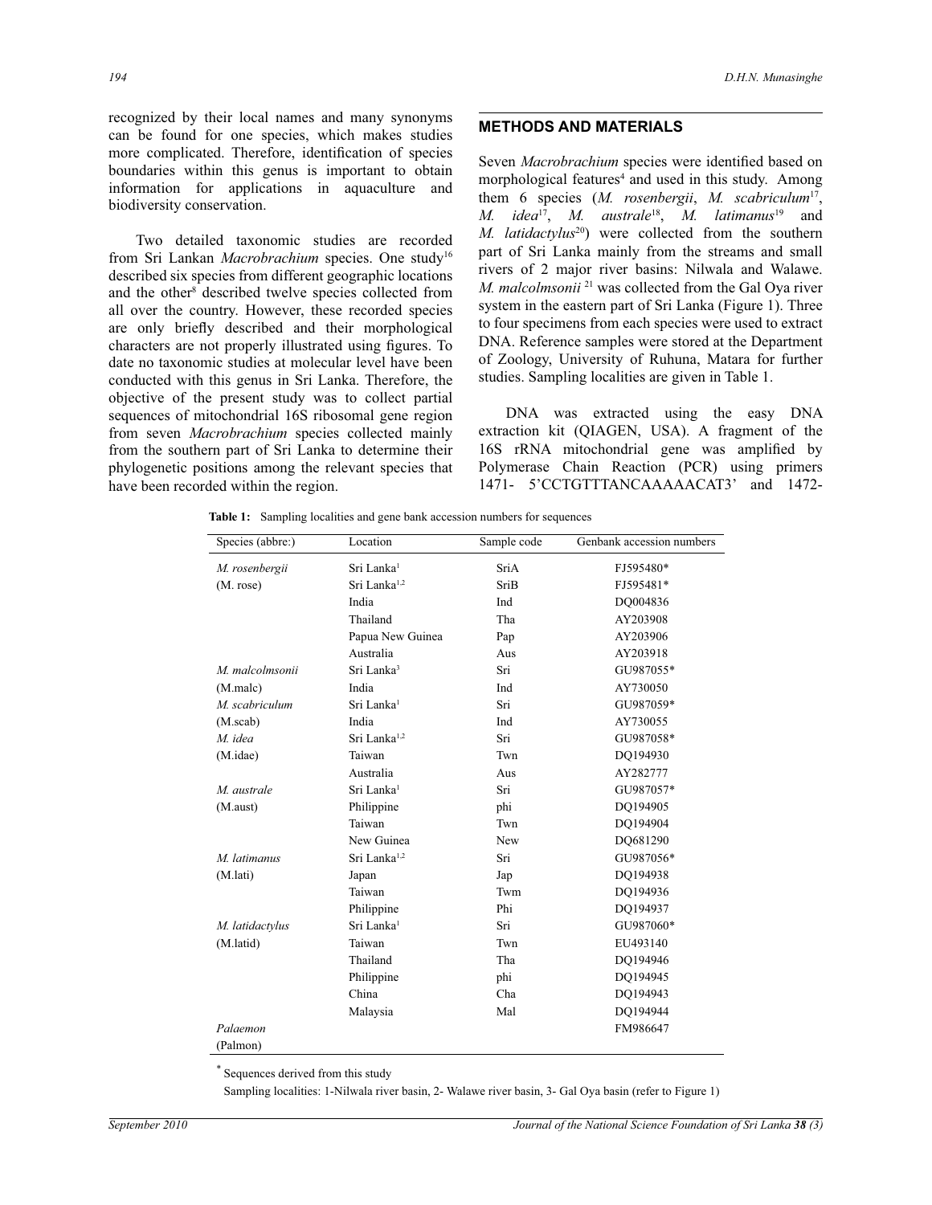recognized by their local names and many synonyms can be found for one species, which makes studies more complicated. Therefore, identification of species boundaries within this genus is important to obtain information for applications in aquaculture and biodiversity conservation.

Two detailed taxonomic studies are recorded from Sri Lankan *Macrobrachium* species. One study[16] described six species from different geographic locations and the other[8] described twelve species collected from all over the country. However, these recorded species are only briefly described and their morphological characters are not properly illustrated using figures. To date no taxonomic studies at molecular level have been conducted with this genus in Sri Lanka. Therefore, the objective of the present study was to collect partial sequences of mitochondrial 16S ribosomal gene region from seven *Macrobrachium* species collected mainly from the southern part of Sri Lanka to determine their phylogenetic positions among the relevant species that have been recorded within the region.

## METHODS AND MATERIALS

Seven *Macrobrachium* species were identified based on morphological features[4] and used in this study. Among them 6 species (*M. rosenbergii*, *M. scabriculum*[17], *M. idea*[17], *M. australe*[18], *M. latimanus*[19] and *M. latidactylus*[20]) were collected from the southern part of Sri Lanka mainly from the streams and small rivers of 2 major river basins: Nilwala and Walawe. *M. malcolmsonii* [21] was collected from the Gal Oya river system in the eastern part of Sri Lanka (Figure 1). Three to four specimens from each species were used to extract DNA. Reference samples were stored at the Department of Zoology, University of Ruhuna, Matara for further studies. Sampling localities are given in Table 1.

DNA was extracted using the easy DNA extraction kit (QIAGEN, USA). A fragment of the 16S rRNA mitochondrial gene was amplified by Polymerase Chain Reaction (PCR) using primers 1471- 5'CCTGTTTANCAAAAACAT3' and 1472-

**Table 1:** Sampling localities and gene bank accession numbers for sequences

| Species (abbre:) | Location | Sample code | Genbank accession numbers |
|---|---|---|---|
| *M. rosenbergii* | Sri Lanka[1] | SriA | FJ595480* |
| (M. rose) | Sri Lanka[1,2] | SriB | FJ595481* |
| | India | Ind | DQ004836 |
| | Thailand | Tha | AY203908 |
| | Papua New Guinea | Pap | AY203906 |
| | Australia | Aus | AY203918 |
| *M. malcolmsonii* | Sri Lanka[3] | Sri | GU987055* |
| (M.malc) | India | Ind | AY730050 |
| *M. scabriculum* | Sri Lanka[1] | Sri | GU987059* |
| (M.scab) | India | Ind | AY730055 |
| *M. idea* | Sri Lanka[1,2] | Sri | GU987058* |
| (M.idae) | Taiwan | Twn | DQ194930 |
| | Australia | Aus | AY282777 |
| *M. australe* | Sri Lanka[1] | Sri | GU987057* |
| (M.aust) | Philippine | phi | DQ194905 |
| | Taiwan | Twn | DQ194904 |
| | New Guinea | New | DQ681290 |
| *M. latimanus* | Sri Lanka[1,2] | Sri | GU987056* |
| (M.lati) | Japan | Jap | DQ194938 |
| | Taiwan | Twm | DQ194936 |
| | Philippine | Phi | DQ194937 |
| *M. latidactylus* | Sri Lanka[1] | Sri | GU987060* |
| (M.latid) | Taiwan | Twn | EU493140 |
| | Thailand | Tha | DQ194946 |
| | Philippine | phi | DQ194945 |
| | China | Cha | DQ194943 |
| | Malaysia | Mal | DQ194944 |
| *Palaemon* | | | FM986647 |
| (Palmon) | | | |

\* Sequences derived from this study

Sampling localities: 1-Nilwala river basin, 2- Walawe river basin, 3- Gal Oya basin (refer to Figure 1)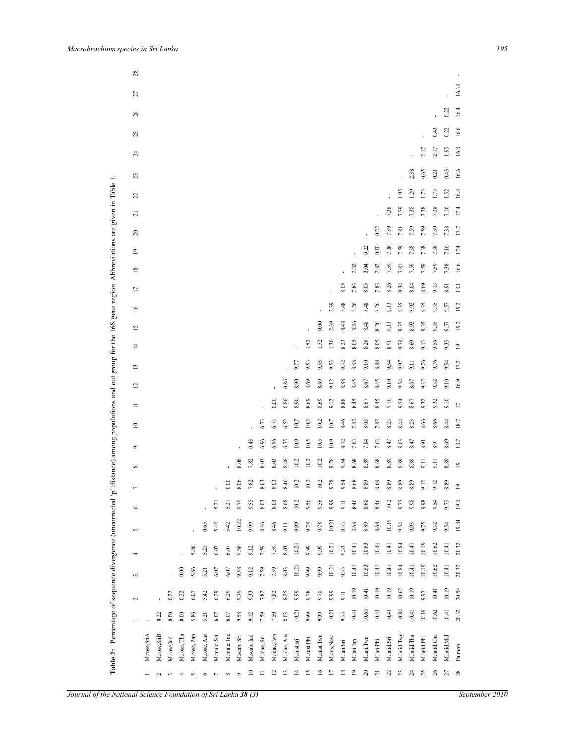**Table 2:** Percentage of sequence divergence (uncorrected 'p' distance) among populations and out group for the 16S gene region. Abbreviations are given in Table 1.

| | | 1 | 2 | 3 | 4 | 5 | 6 | 7 | 8 | 9 | 10 | 11 | 12 | 13 | 14 | 15 | 16 | 17 | 18 | 19 | 20 | 21 | 22 | 23 | 24 | 25 | 26 | 27 | 28 |
|---|---|---|---|---|---|---|---|---|---|---|---|---|---|---|---|---|---|---|---|---|---|---|---|---|---|---|---|---|---|
| 1 | M.rose,SriA | - | | | | | | | | | | | | | | | | | | | | | | | | | | | |
| 2 | M.rose,SriB | 0.22 | - | | | | | | | | | | | | | | | | | | | | | | | | | | |
| 3 | M.rose,Ind | 0.00 | 0.22 | - | | | | | | | | | | | | | | | | | | | | | | | | | |
| 4 | M.rose, Tha | 0.00 | 0.22 | 0.00 | - | | | | | | | | | | | | | | | | | | | | | | | | |
| 5 | M.rose, Pap | 5.86 | 6.07 | 5.86 | 5.86 | - | | | | | | | | | | | | | | | | | | | | | | | |
| 6 | M.rose, Aus | 5.21 | 5.42 | 5.21 | 5.21 | 0.65 | - | | | | | | | | | | | | | | | | | | | | | | |
| 7 | M.malc, Sri | 6.07 | 6.29 | 6.07 | 6.07 | 5.42 | 5.21 | - | | | | | | | | | | | | | | | | | | | | | |
| 8 | M.malc, Ind | 6.07 | 6.29 | 6.07 | 6.07 | 5.42 | 5.21 | 0.00 | - | | | | | | | | | | | | | | | | | | | | |
| 9 | M.scab, Sri | 9.58 | 9.79 | 9.58 | 9.58 | 10.22 | 9.79 | 8.06 | 8.06 | - | | | | | | | | | | | | | | | | | | | |
| 10 | M.scab, Ind | 9.12 | 9.33 | 9.12 | 9.12 | 9.99 | 9.55 | 7.82 | 7.82 | 0.43 | - | | | | | | | | | | | | | | | | | | |
| 11 | M.idae, Sri | 7.59 | 7.82 | 7.59 | 7.59 | 8.46 | 8.03 | 8.03 | 8.03 | 6.96 | 6.73 | - | | | | | | | | | | | | | | | | | |
| 12 | M.idae,Twn | 7.59 | 7.82 | 7.59 | 7.59 | 8.46 | 8.03 | 8.03 | 8.03 | 6.96 | 6.73 | 0.00 | - | | | | | | | | | | | | | | | | |
| 13 | M.idae, Aus | 8.03 | 8.25 | 8.03 | 8.03 | 9.11 | 8.68 | 8.46 | 8.46 | 6.75 | 6.52 | 0.86 | 0.86 | - | | | | | | | | | | | | | | | |
| 14 | M.aust,sri | 10.21 | 9.99 | 10.21 | 10.21 | 9.99 | 10.2 | 10.2 | 10.2 | 10.9 | 10.7 | 8.90 | 8.90 | 9.77 | - | | | | | | | | | | | | | | |
| 15 | M.aust,Phi | 9.99 | 9.78 | 9.99 | 9.99 | 9.78 | 9.56 | 10.2 | 10.2 | 10.5 | 10.2 | 8.69 | 8.69 | 9.53 | 1.52 | - | | | | | | | | | | | | | |
| 16 | M.aust,Twn | 9.99 | 9.78 | 9.99 | 9.99 | 9.78 | 9.56 | 10.2 | 10.2 | 10.5 | 10.2 | 8.69 | 8.69 | 9.53 | 1.52 | 0.00 | - | | | | | | | | | | | | |
| 17 | M.aus,New | 10.21 | 9.99 | 10.21 | 10.21 | 10.21 | 9.99 | 9.78 | 9.76 | 10.9 | 10.7 | 9.12 | 9.12 | 9.53 | 1.30 | 2.39 | 2.39 | - | | | | | | | | | | | |
| 18 | M.lati,Sri | 9.33 | 9.11 | 9.33 | 9.33 | 9.33 | 9.11 | 9.54 | 9.54 | 8.72 | 8.46 | 8.88 | 8.88 | 9.32 | 8.23 | 8.48 | 8.48 | 8.05 | - | | | | | | | | | | |
| 19 | M.lati,Jap | 10.41 | 10.19 | 10.41 | 10.41 | 8.68 | 8.46 | 8.68 | 8.68 | 7.63 | 7.82 | 8.45 | 8.45 | 8.88 | 8.05 | 8.26 | 8.26 | 7.83 | 2.82 | - | | | | | | | | | |
| 20 | M.lati,Twn | 10.63 | 10.41 | 10.63 | 10.63 | 8.89 | 8.68 | 8.89 | 8.89 | 7.84 | 8.03 | 8.67 | 8.67 | 9.10 | 8.26 | 8.48 | 8.48 | 8.05 | 3.04 | 0.22 | - | | | | | | | | |
| 21 | M.lati,Phi | 10.41 | 10.19 | 10.41 | 10.41 | 8.68 | 8.46 | 8.68 | 8.68 | 7.63 | 7.82 | 8.45 | 8.45 | 8.88 | 8.05 | 8.26 | 8.26 | 7.83 | 2.82 | 0.00 | 0.22 | - | | | | | | | |
| 22 | M.latid,Sri | 10.41 | 10.19 | 10.41 | 10.41 | 10.19 | 10.2 | 8.89 | 8.89 | 8.47 | 8.23 | 9.10 | 9.10 | 9.54 | 8.91 | 9.13 | 9.13 | 8.26 | 7.59 | 7.38 | 7.59 | 7.38 | - | | | | | | |
| 23 | M.latid,Twn | 10.84 | 10.62 | 10.84 | 10.84 | 9.54 | 9.75 | 8.89 | 8.89 | 8.63 | 8.44 | 9.54 | 9.54 | 9.97 | 9.78 | 9.35 | 9.35 | 9.34 | 7.81 | 7.59 | 7.81 | 7.59 | 1.95 | - | | | | | |
| 24 | M.latid,Tha | 10.41 | 10.19 | 10.41 | 10.41 | 9.93 | 9.98 | 8.89 | 8.89 | 8.47 | 8.23 | 8.67 | 8.67 | 9.11 | 8.69 | 8.92 | 8.92 | 8.04 | 7.59 | 7.38 | 7.59 | 7.38 | 1.29 | 2.38 | - | | | | |
| 25 | M.latid,Phi | 10.19 | 9.97 | 10.19 | 10.19 | 9.75 | 9.98 | 9.12 | 9.11 | 8.91 | 8.66 | 9.32 | 9.32 | 9.76 | 9.13 | 9.35 | 9.35 | 8.69 | 7.59 | 7.38 | 7.59 | 7.38 | 1.73 | 0.65 | 2.17 | - | | | |
| 26 | M.latid,Cha | 10.62 | 10.41 | 10.62 | 10.62 | 9.32 | 9.54 | 9.12 | 9.11 | 8.9 | 8.66 | 9.32 | 9.32 | 9.76 | 9.56 | 9.35 | 9.35 | 9.13 | 7.59 | 7.38 | 7.59 | 7.38 | 1.73 | 0.21 | 2.17 | 0.43 | - | | |
| 27 | M.latid,Mal | 10.41 | 10.19 | 10.41 | 10.41 | 9.54 | 9.75 | 8.89 | 8.89 | 8.69 | 8.44 | 9.10 | 9.10 | 9.54 | 9.35 | 9.57 | 9.57 | 8.91 | 7.38 | 7.16 | 7.38 | 7.16 | 1.52 | 0.43 | 1.95 | 0.22 | 0.22 | - | |
| 28 | Palmon | 20.32 | 20.54 | 20.32 | 20.32 | 19.84 | 19.8 | 19 | 19 | 18.7 | 18.7 | 17 | 16.9 | 17.2 | 19 | 19.2 | 19.2 | 18.1 | 16.6 | 17.4 | 17.7 | 17.4 | 16.4 | 16.6 | 16.8 | 16.6 | 16.4 | 16.38 | - |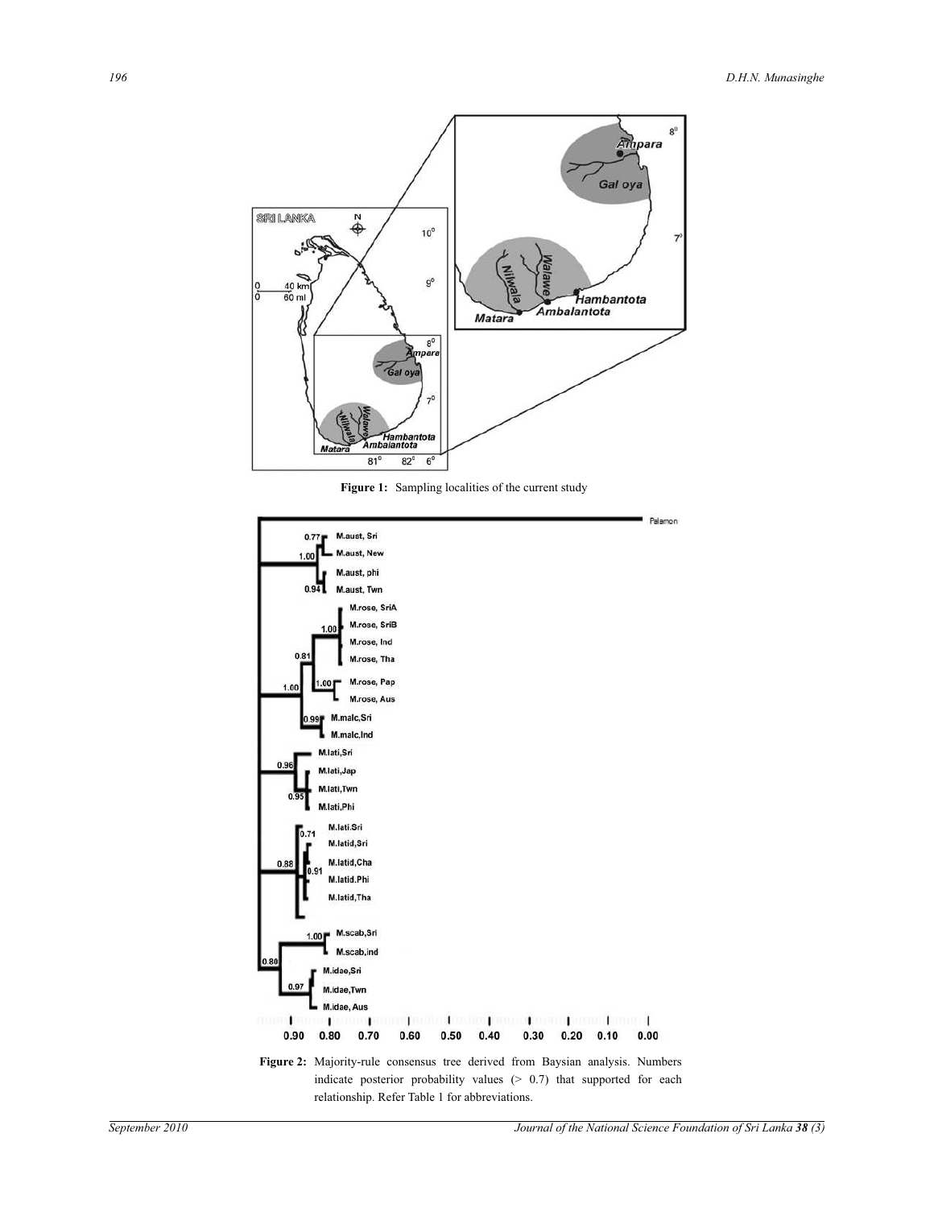**Figure 1:** Sampling localities of the current study

**Figure 2:** Majority-rule consensus tree derived from Baysian analysis. Numbers indicate posterior probability values (> 0.7) that supported for each relationship. Refer Table 1 for abbreviations.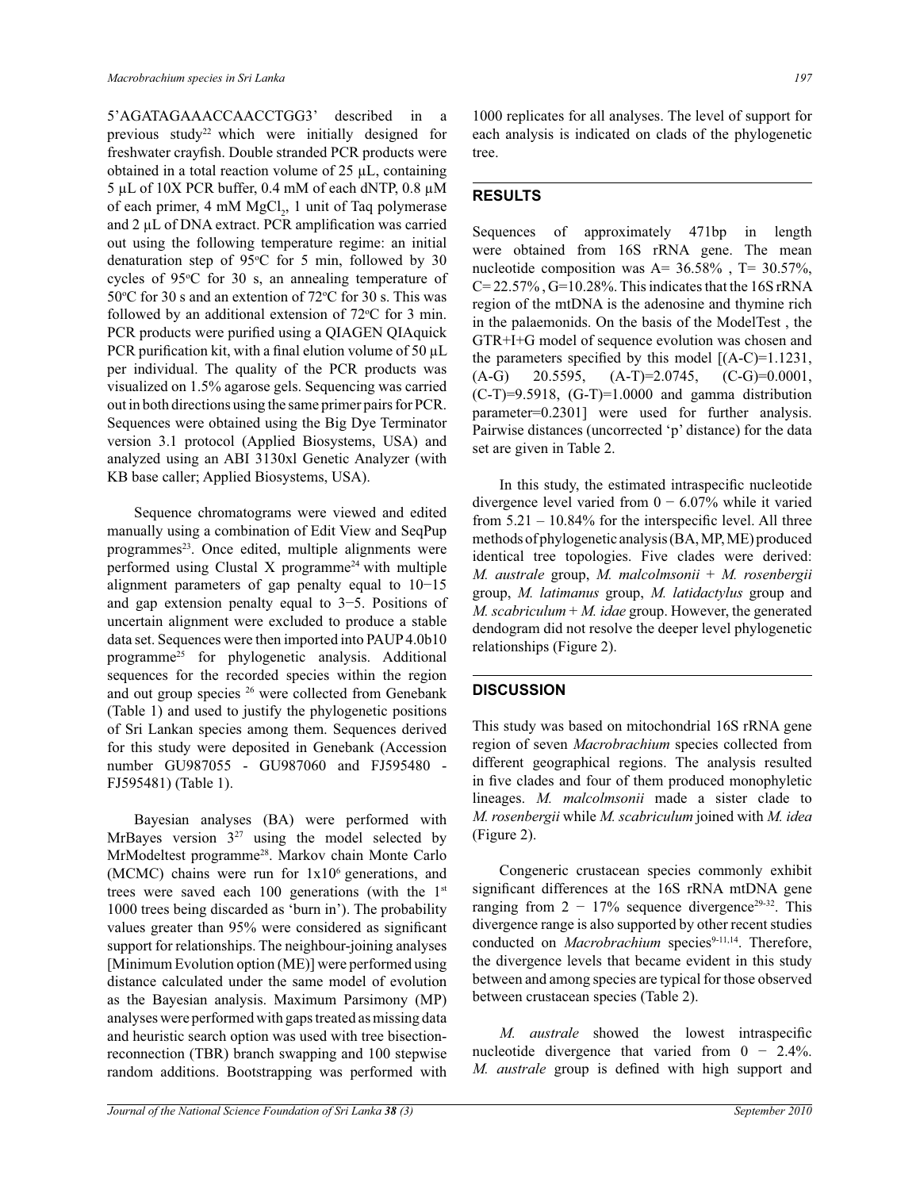5'AGATAGAAACCAACCTGG3' described in a previous study[22] which were initially designed for freshwater crayfish. Double stranded PCR products were obtained in a total reaction volume of 25 µL, containing 5 µL of 10X PCR buffer, 0.4 mM of each dNTP, 0.8 µM of each primer, 4 mM $MgCl_2$, 1 unit of Taq polymerase and 2 µL of DNA extract. PCR amplification was carried out using the following temperature regime: an initial denaturation step of 95°C for 5 min, followed by 30 cycles of 95°C for 30 s, an annealing temperature of 50°C for 30 s and an extention of 72°C for 30 s. This was followed by an additional extension of 72°C for 3 min. PCR products were purified using a QIAGEN QIAquick PCR purification kit, with a final elution volume of 50 µL per individual. The quality of the PCR products was visualized on 1.5% agarose gels. Sequencing was carried out in both directions using the same primer pairs for PCR. Sequences were obtained using the Big Dye Terminator version 3.1 protocol (Applied Biosystems, USA) and analyzed using an ABI 3130xl Genetic Analyzer (with KB base caller; Applied Biosystems, USA).

Sequence chromatograms were viewed and edited manually using a combination of Edit View and SeqPup programmes[23]. Once edited, multiple alignments were performed using Clustal X programme[24] with multiple alignment parameters of gap penalty equal to 10−15 and gap extension penalty equal to 3−5. Positions of uncertain alignment were excluded to produce a stable data set. Sequences were then imported into PAUP 4.0b10 programme[25] for phylogenetic analysis. Additional sequences for the recorded species within the region and out group species [26] were collected from Genebank (Table 1) and used to justify the phylogenetic positions of Sri Lankan species among them. Sequences derived for this study were deposited in Genebank (Accession number GU987055 - GU987060 and FJ595480 - FJ595481) (Table 1).

Bayesian analyses (BA) were performed with MrBayes version 3[27] using the model selected by MrModeltest programme[28]. Markov chain Monte Carlo (MCMC) chains were run for $1x10^6$ generations, and trees were saved each 100 generations (with the $1^{st}$ 1000 trees being discarded as 'burn in'). The probability values greater than 95% were considered as significant support for relationships. The neighbour-joining analyses [Minimum Evolution option (ME)] were performed using distance calculated under the same model of evolution as the Bayesian analysis. Maximum Parsimony (MP) analyses were performed with gaps treated as missing data and heuristic search option was used with tree bisection-reconnection (TBR) branch swapping and 100 stepwise random additions. Bootstrapping was performed with 1000 replicates for all analyses. The level of support for each analysis is indicated on clads of the phylogenetic tree.

## RESULTS

Sequences of approximately 471bp in length were obtained from 16S rRNA gene. The mean nucleotide composition was A= 36.58% , T= 30.57%, C= 22.57% , G=10.28%. This indicates that the 16S rRNA region of the mtDNA is the adenosine and thymine rich in the palaemonids. On the basis of the ModelTest , the GTR+I+G model of sequence evolution was chosen and the parameters specified by this model [(A-C)=1.1231, (A-G) 20.5595, (A-T)=2.0745, (C-G)=0.0001, (C-T)=9.5918, (G-T)=1.0000 and gamma distribution parameter=0.2301] were used for further analysis. Pairwise distances (uncorrected 'p' distance) for the data set are given in Table 2.

In this study, the estimated intraspecific nucleotide divergence level varied from 0 − 6.07% while it varied from 5.21 – 10.84% for the interspecific level. All three methods of phylogenetic analysis (BA, MP, ME) produced identical tree topologies. Five clades were derived: *M. australe* group, *M. malcolmsonii* + *M. rosenbergii* group, *M. latimanus* group, *M. latidactylus* group and *M. scabriculum* + *M. idae* group. However, the generated dendogram did not resolve the deeper level phylogenetic relationships (Figure 2).

## DISCUSSION

This study was based on mitochondrial 16S rRNA gene region of seven *Macrobrachium* species collected from different geographical regions. The analysis resulted in five clades and four of them produced monophyletic lineages. *M. malcolmsonii* made a sister clade to *M. rosenbergii* while *M. scabriculum* joined with *M. idea* (Figure 2).

Congeneric crustacean species commonly exhibit significant differences at the 16S rRNA mtDNA gene ranging from 2 − 17% sequence divergence[29-32]. This divergence range is also supported by other recent studies conducted on *Macrobrachium* species[9-11,14]. Therefore, the divergence levels that became evident in this study between and among species are typical for those observed between crustacean species (Table 2).

*M. australe* showed the lowest intraspecific nucleotide divergence that varied from 0 − 2.4%. *M. australe* group is defined with high support and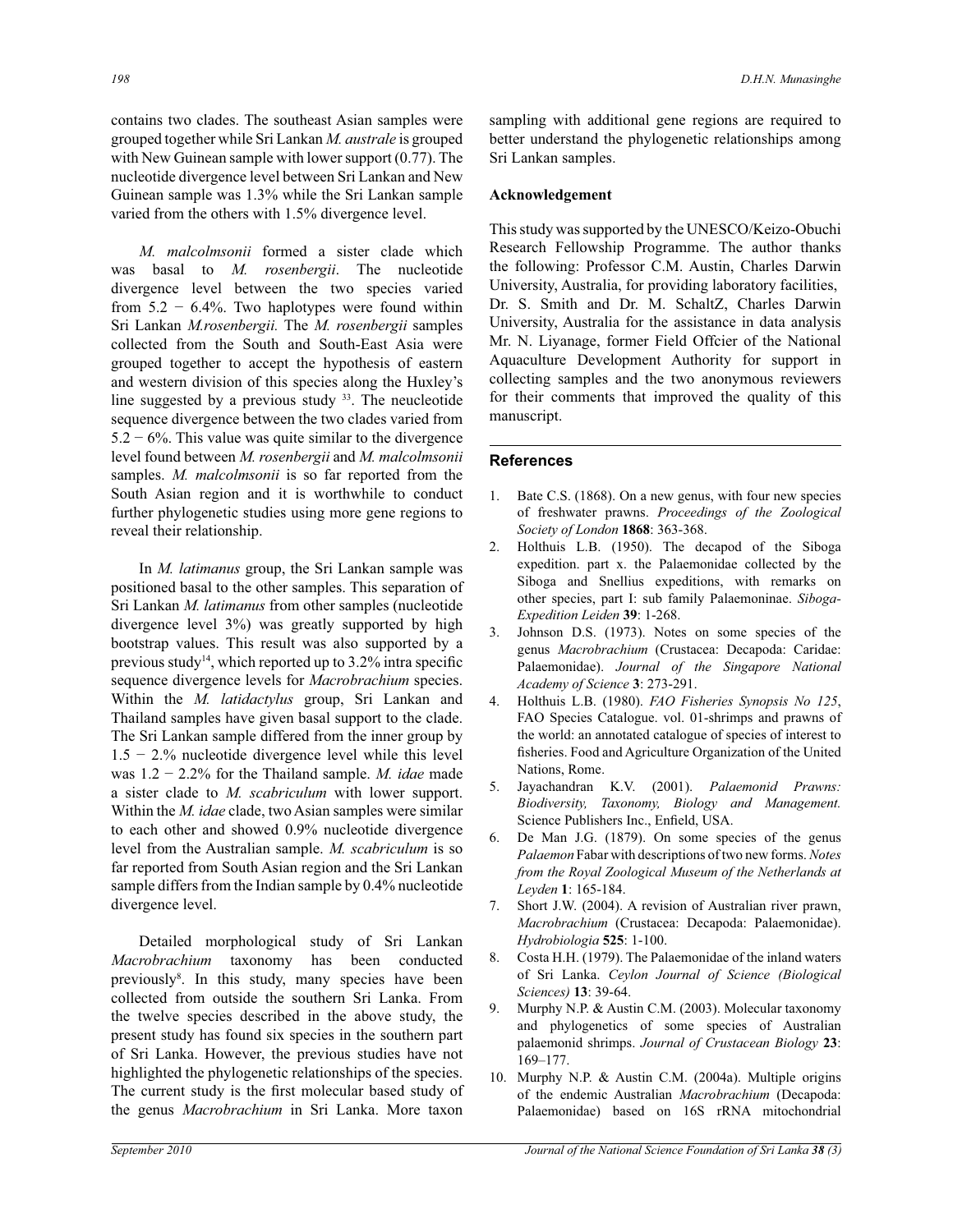contains two clades. The southeast Asian samples were grouped together while Sri Lankan *M. australe* is grouped with New Guinean sample with lower support (0.77). The nucleotide divergence level between Sri Lankan and New Guinean sample was 1.3% while the Sri Lankan sample varied from the others with 1.5% divergence level.

*M. malcolmsonii* formed a sister clade which was basal to *M. rosenbergii*. The nucleotide divergence level between the two species varied from 5.2 − 6.4%. Two haplotypes were found within Sri Lankan *M.rosenbergii.* The *M. rosenbergii* samples collected from the South and South-East Asia were grouped together to accept the hypothesis of eastern and western division of this species along the Huxley's line suggested by a previous study [33]. The neucleotide sequence divergence between the two clades varied from 5.2 − 6%. This value was quite similar to the divergence level found between *M. rosenbergii* and *M. malcolmsonii* samples. *M. malcolmsonii* is so far reported from the South Asian region and it is worthwhile to conduct further phylogenetic studies using more gene regions to reveal their relationship.

In *M. latimanus* group, the Sri Lankan sample was positioned basal to the other samples. This separation of Sri Lankan *M. latimanus* from other samples (nucleotide divergence level 3%) was greatly supported by high bootstrap values. This result was also supported by a previous study[14], which reported up to 3.2% intra specific sequence divergence levels for *Macrobrachium* species. Within the *M. latidactylus* group, Sri Lankan and Thailand samples have given basal support to the clade. The Sri Lankan sample differed from the inner group by 1.5 − 2.% nucleotide divergence level while this level was 1.2 − 2.2% for the Thailand sample. *M. idae* made a sister clade to *M. scabriculum* with lower support. Within the *M. idae* clade, two Asian samples were similar to each other and showed 0.9% nucleotide divergence level from the Australian sample. *M. scabriculum* is so far reported from South Asian region and the Sri Lankan sample differs from the Indian sample by 0.4% nucleotide divergence level.

Detailed morphological study of Sri Lankan *Macrobrachium* taxonomy has been conducted previously[8]. In this study, many species have been collected from outside the southern Sri Lanka. From the twelve species described in the above study, the present study has found six species in the southern part of Sri Lanka. However, the previous studies have not highlighted the phylogenetic relationships of the species. The current study is the first molecular based study of the genus *Macrobrachium* in Sri Lanka. More taxon sampling with additional gene regions are required to better understand the phylogenetic relationships among Sri Lankan samples.

**Acknowledgement**

This study was supported by the UNESCO/Keizo-Obuchi Research Fellowship Programme. The author thanks the following: Professor C.M. Austin, Charles Darwin University, Australia, for providing laboratory facilities, Dr. S. Smith and Dr. M. SchaltZ, Charles Darwin University, Australia for the assistance in data analysis Mr. N. Liyanage, former Field Offcier of the National Aquaculture Development Authority for support in collecting samples and the two anonymous reviewers for their comments that improved the quality of this manuscript.

## References

1. Bate C.S. (1868). On a new genus, with four new species of freshwater prawns. *Proceedings of the Zoological Society of London* **1868**: 363-368.
2. Holthuis L.B. (1950). The decapod of the Siboga expedition. part x. the Palaemonidae collected by the Siboga and Snellius expeditions, with remarks on other species, part I: sub family Palaemoninae. *Siboga-Expedition Leiden* **39**: 1-268.
3. Johnson D.S. (1973). Notes on some species of the genus *Macrobrachium* (Crustacea: Decapoda: Caridae: Palaemonidae). *Journal of the Singapore National Academy of Science* **3**: 273-291.
4. Holthuis L.B. (1980). *FAO Fisheries Synopsis No 125*, FAO Species Catalogue. vol. 01-shrimps and prawns of the world: an annotated catalogue of species of interest to fisheries. Food and Agriculture Organization of the United Nations, Rome.
5. Jayachandran K.V. (2001). *Palaemonid Prawns: Biodiversity, Taxonomy, Biology and Management.* Science Publishers Inc., Enfield, USA.
6. De Man J.G. (1879). On some species of the genus *Palaemon* Fabar with descriptions of two new forms. *Notes from the Royal Zoological Museum of the Netherlands at Leyden* **1**: 165-184.
7. Short J.W. (2004). A revision of Australian river prawn, *Macrobrachium* (Crustacea: Decapoda: Palaemonidae). *Hydrobiologia* **525**: 1-100.
8. Costa H.H. (1979). The Palaemonidae of the inland waters of Sri Lanka. *Ceylon Journal of Science (Biological Sciences)* **13**: 39-64.
9. Murphy N.P. & Austin C.M. (2003). Molecular taxonomy and phylogenetics of some species of Australian palaemonid shrimps. *Journal of Crustacean Biology* **23**: 169–177.
10. Murphy N.P. & Austin C.M. (2004a). Multiple origins of the endemic Australian *Macrobrachium* (Decapoda: Palaemonidae) based on 16S rRNA mitochondrial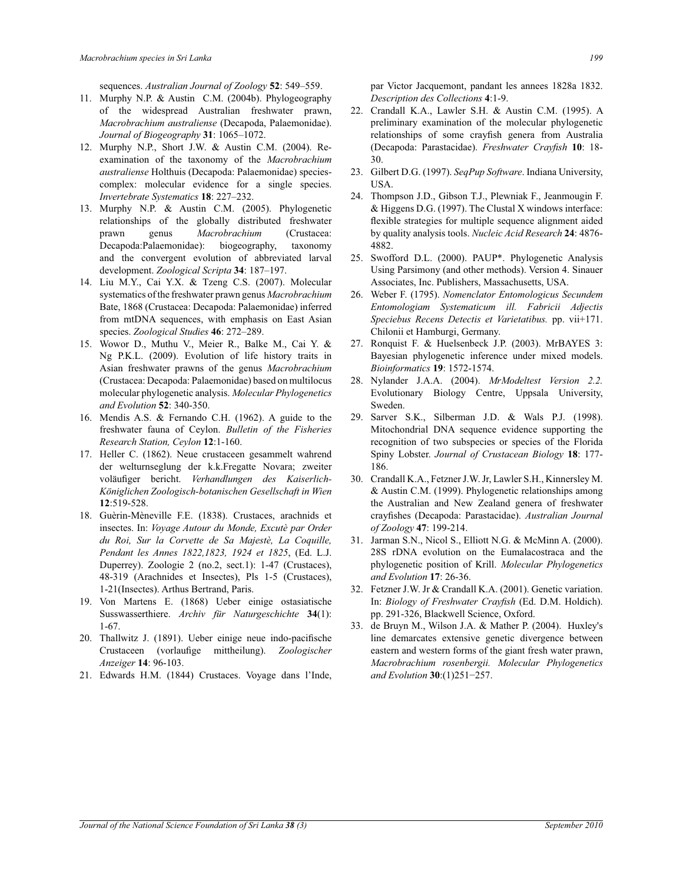sequences. *Australian Journal of Zoology* **52**: 549–559.

11. Murphy N.P. & Austin C.M. (2004b). Phylogeography of the widespread Australian freshwater prawn, *Macrobrachium australiense* (Decapoda, Palaemonidae). *Journal of Biogeography* **31**: 1065–1072.
12. Murphy N.P., Short J.W. & Austin C.M. (2004). Re-examination of the taxonomy of the *Macrobrachium australiense* Holthuis (Decapoda: Palaemonidae) species-complex: molecular evidence for a single species. *Invertebrate Systematics* **18**: 227–232.
13. Murphy N.P. & Austin C.M. (2005). Phylogenetic relationships of the globally distributed freshwater prawn genus *Macrobrachium* (Crustacea: Decapoda:Palaemonidae): biogeography, taxonomy and the convergent evolution of abbreviated larval development. *Zoological Scripta* **34**: 187–197.
14. Liu M.Y., Cai Y.X. & Tzeng C.S. (2007). Molecular systematics of the freshwater prawn genus *Macrobrachium* Bate, 1868 (Crustacea: Decapoda: Palaemonidae) inferred from mtDNA sequences, with emphasis on East Asian species. *Zoological Studies* **46**: 272–289.
15. Wowor D., Muthu V., Meier R., Balke M., Cai Y. & Ng P.K.L. (2009). Evolution of life history traits in Asian freshwater prawns of the genus *Macrobrachium* (Crustacea: Decapoda: Palaemonidae) based on multilocus molecular phylogenetic analysis. *Molecular Phylogenetics and Evolution* **52**: 340-350.
16. Mendis A.S. & Fernando C.H. (1962). A guide to the freshwater fauna of Ceylon. *Bulletin of the Fisheries Research Station, Ceylon* **12**:1-160.
17. Heller C. (1862). Neue crustaceen gesammelt wahrend der welturnseglung der k.k.Fregatte Novara; zweiter voläufiger bericht. *Verhandlungen des Kaiserlich-Königlichen Zoologisch-botanischen Gesellschaft in Wien* **12**:519-528.
18. Guèrin-Mèneville F.E. (1838). Crustaces, arachnids et insectes. In: *Voyage Autour du Monde, Excutè par Order du Roi, Sur la Corvette de Sa Majestè, La Coquille, Pendant les Annes 1822,1823, 1924 et 1825*, (Ed. L.J. Duperrey). Zoologie 2 (no.2, sect.1): 1-47 (Crustaces), 48-319 (Arachnides et Insectes), Pls 1-5 (Crustaces), 1-21(Insectes). Arthus Bertrand, Paris.
19. Von Martens E. (1868) Ueber einige ostasiatische Susswasserthiere. *Archiv für Naturgeschichte* **34**(1): 1-67.
20. Thallwitz J. (1891). Ueber einige neue indo-pacifische Crustaceen (vorlaufige mittheilung). *Zoologischer Anzeiger* **14**: 96-103.
21. Edwards H.M. (1844) Crustaces. Voyage dans l'Inde, par Victor Jacquemont, pandant les annees 1828a 1832. *Description des Collections* **4**:1-9.
22. Crandall K.A., Lawler S.H. & Austin C.M. (1995). A preliminary examination of the molecular phylogenetic relationships of some crayfish genera from Australia (Decapoda: Parastacidae). *Freshwater Crayfish* **10**: 18-30.
23. Gilbert D.G. (1997). *SeqPup Software*. Indiana University, USA.
24. Thompson J.D., Gibson T.J., Plewniak F., Jeanmougin F. & Higgens D.G. (1997). The Clustal X windows interface: flexible strategies for multiple sequence alignment aided by quality analysis tools. *Nucleic Acid Research* **24**: 4876-4882.
25. Swofford D.L. (2000). PAUP*. Phylogenetic Analysis Using Parsimony (and other methods). Version 4. Sinauer Associates, Inc. Publishers, Massachusetts, USA.
26. Weber F. (1795). *Nomenclator Entomologicus Secundem Entomologiam Systematicum ill. Fabricii Adjectis Speciebus Recens Detectis et Varietatibus.* pp. vii+171. Chilonii et Hamburgi, Germany.
27. Ronquist F. & Huelsenbeck J.P. (2003). MrBAYES 3: Bayesian phylogenetic inference under mixed models. *Bioinformatics* **19**: 1572-1574.
28. Nylander J.A.A. (2004). *MrModeltest Version 2.2.* Evolutionary Biology Centre, Uppsala University, Sweden.
29. Sarver S.K., Silberman J.D. & Wals P.J. (1998). Mitochondrial DNA sequence evidence supporting the recognition of two subspecies or species of the Florida Spiny Lobster. *Journal of Crustacean Biology* **18**: 177-186.
30. Crandall K.A., Fetzner J.W. Jr, Lawler S.H., Kinnersley M. & Austin C.M. (1999). Phylogenetic relationships among the Australian and New Zealand genera of freshwater crayfishes (Decapoda: Parastacidae). *Australian Journal of Zoology* **47**: 199-214.
31. Jarman S.N., Nicol S., Elliott N.G. & McMinn A. (2000). 28S rDNA evolution on the Eumalacostraca and the phylogenetic position of Krill. *Molecular Phylogenetics and Evolution* **17**: 26-36.
32. Fetzner J.W. Jr & Crandall K.A. (2001). Genetic variation. In: *Biology of Freshwater Crayfish* (Ed. D.M. Holdich). pp. 291-326, Blackwell Science, Oxford.
33. de Bruyn M., Wilson J.A. & Mather P. (2004). Huxley's line demarcates extensive genetic divergence between eastern and western forms of the giant fresh water prawn, *Macrobrachium rosenbergii. Molecular Phylogenetics and Evolution* **30**:(1)251−257.